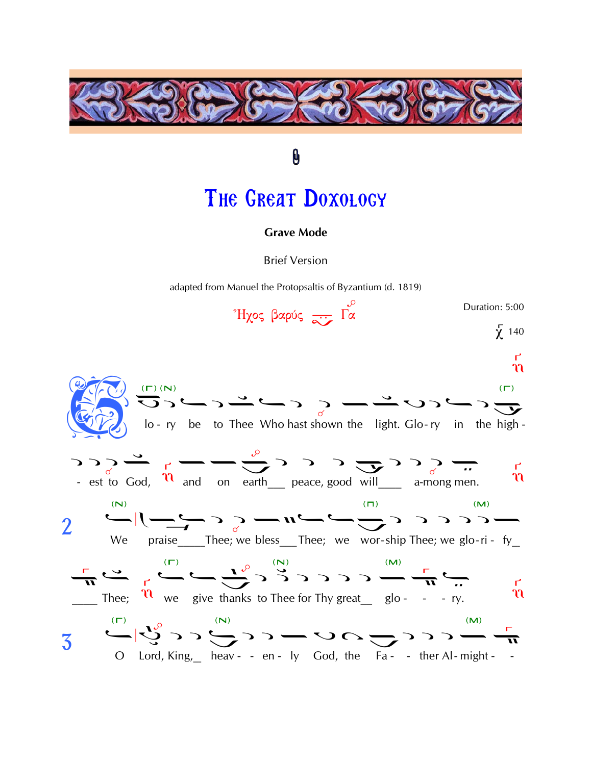# The Great Doxology

**Grave Mode**

Brief Version

adapted from Manuel the Protopsaltis of Byzantium (d. 1819)

Ἦχος βαρύς Γα

Duration: 5:00

χ 140

Glo - ry be to Thee Who hast shown the light. Glo - ry in the high - - est to God, and on earth___ peace, good will___ a-mong men.

2 We praise____Thee; we bless___Thee; we wor-ship Thee; we glo-ri - fy_ ____ Thee; we give thanks to Thee for Thy great__ glo - - - ry.

3 O Lord, King,_ heav - - en - ly God, the Fa - - ther Al - might - -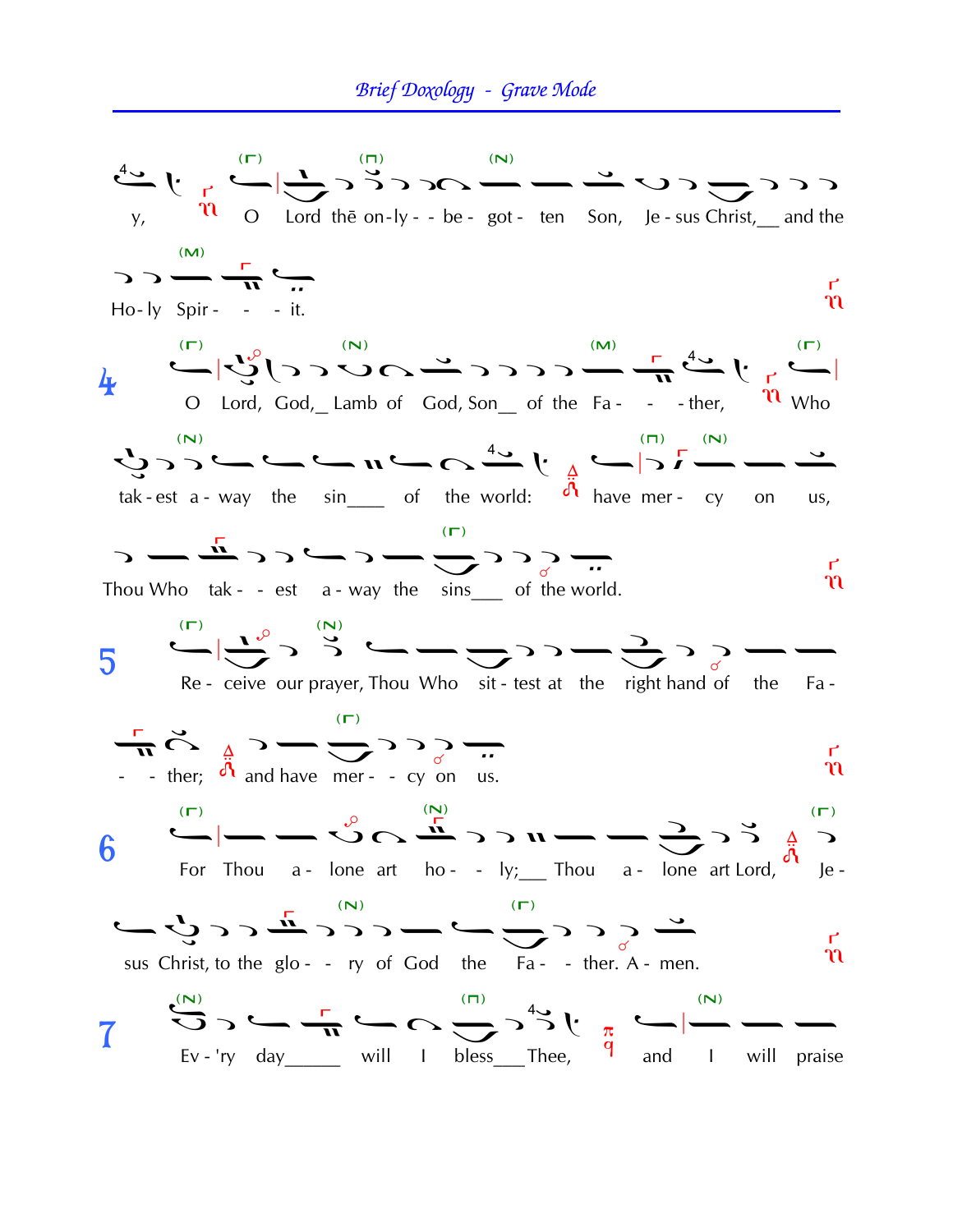## *Brief Doxology - Grave Mode*

y, O Lord thē on-ly - - be - got - ten Son, Je - sus Christ,__ and the Ho - ly Spir - - - it.

4 O Lord, God,_ Lamb of God, Son__ of the Fa - - - ther, Who tak - est a - way the sin___ of the world: have mer - cy on us, Thou Who tak - - est a - way the sins___ of the world.

5 Re - ceive our prayer, Thou Who sit - test at the right hand of the Fa - - - ther; and have mer - - cy on us.

6 For Thou a - lone art ho - - ly;___ Thou a - lone art Lord, Je - sus Christ, to the glo - - ry of God the Fa - - ther. A - men.

7 Ev - 'ry day_____ will I bless___Thee, and I will praise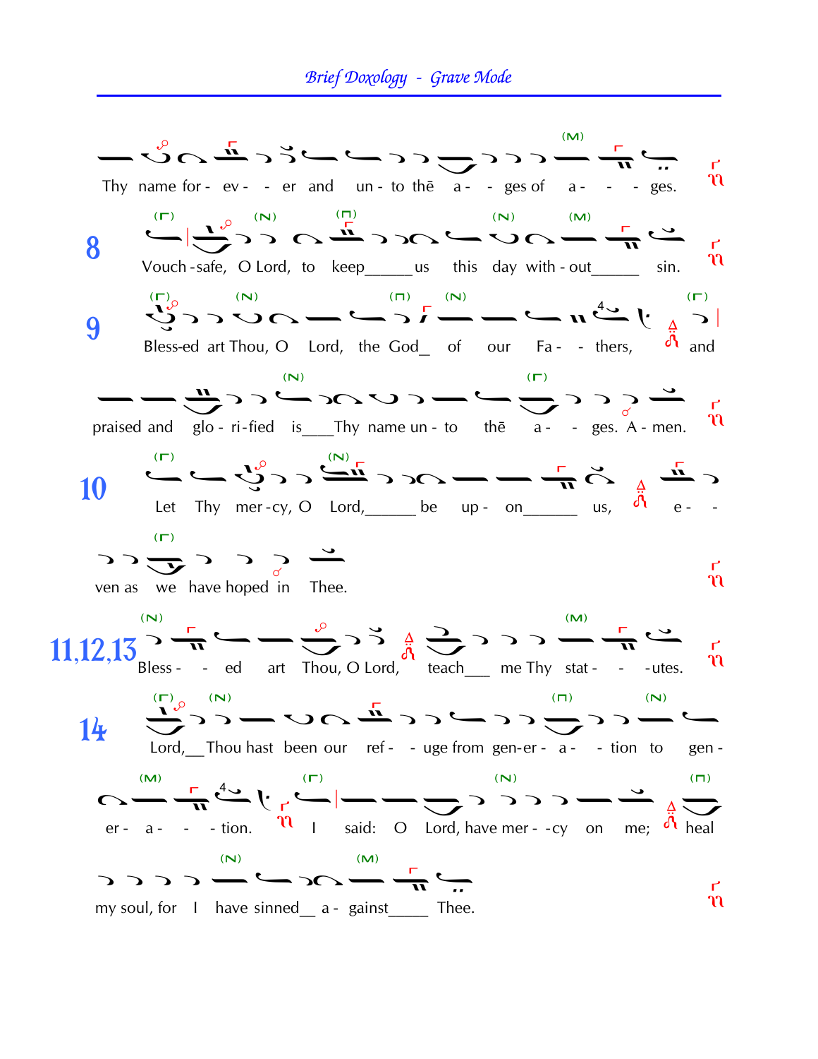Thy name for - ev - - er and un - to thē a - - ges of a - - - ges.

**8** Vouch-safe, O Lord, to keep_____us this day with-out_____ sin.

**9** Bless-ed art Thou, O Lord, the God_ of our Fa - - thers, and

praised and glo - ri-fied is___Thy name un - to thē a - - ges. A - men.

**10** Let Thy mer-cy, O Lord,_____ be up - on_____ us, e - -

ven as we have hoped in Thee.

**11,12,13** Bless - - ed art Thou, O Lord, teach___ me Thy stat - - -utes.

**14** Lord,__Thou hast been our ref - - uge from gen-er - a - - tion to gen -

er - a - - - tion. I said: O Lord, have mer - -cy on me; heal

my soul, for I have sinned__ a - gainst____ Thee.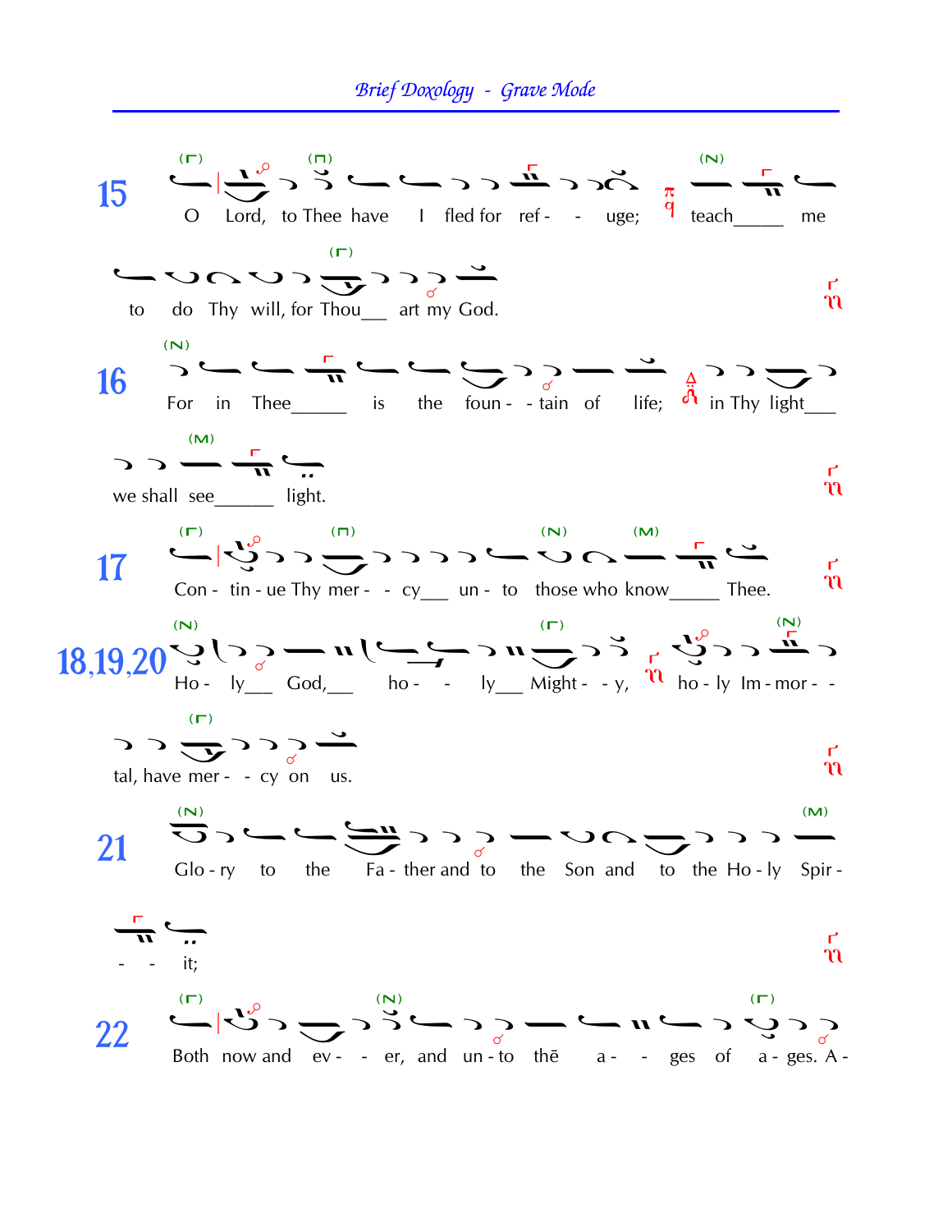15 O Lord, to Thee have I fled for ref - - uge; teach\_\_\_\_\_ me

to do Thy will, for Thou\_\_ art my God.

16 For in Thee\_\_\_\_\_ is the foun - - tain of life; in Thy light\_\_\_

we shall see\_\_\_\_\_ light.

17 Con - tin - ue Thy mer - - cy\_\_ un - to those who know\_\_\_\_\_ Thee.

18,19,20 Ho - ly\_\_\_ God,\_\_\_ ho - - ly\_\_\_ Might - - y, ho - ly Im - mor - -

tal, have mer - - cy on us.

21 Glo - ry to the Fa - ther and to the Son and to the Ho - ly Spir -

- - it;

22 Both now and ev - - er, and un - to thē a - - ges of a - ges. A -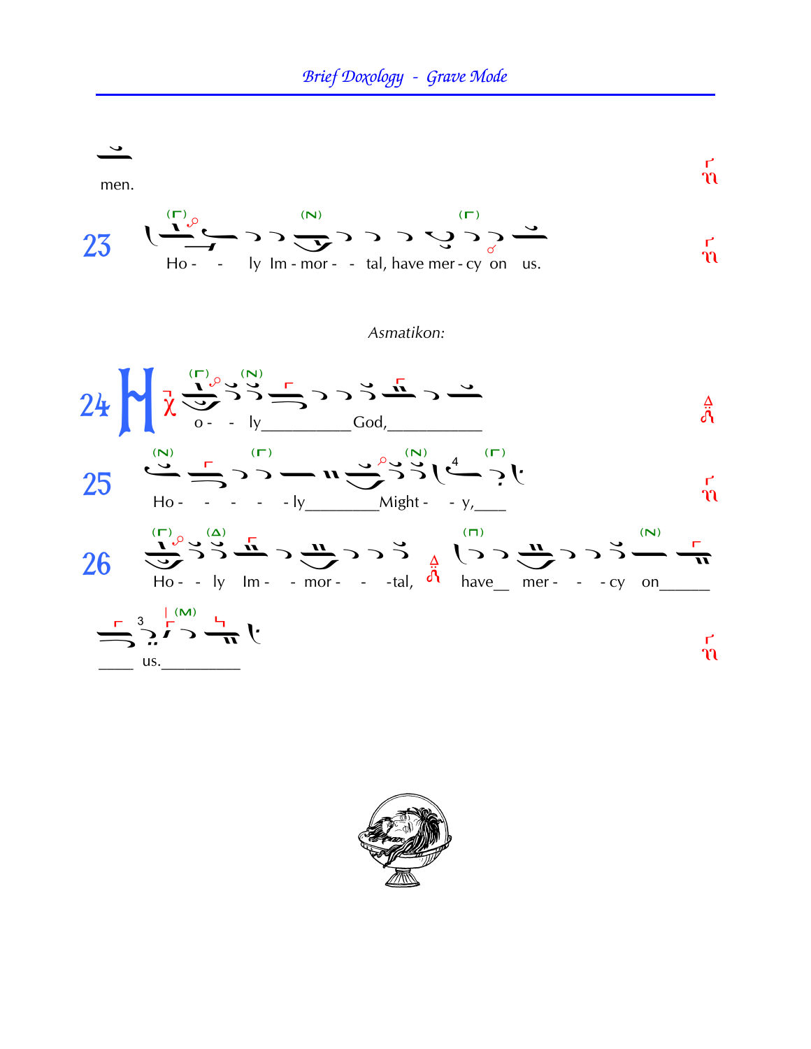men.

23 Ho - - ly Im - mor - - tal, have mer - cy on us.

*Asmatikon:*

24 H o - - ly\_\_\_\_\_\_\_\_\_\_God,\_\_\_\_\_\_\_\_\_\_\_

25 Ho - - - - - ly\_\_\_\_\_\_\_\_Might - - y,\_\_\_\_

26 Ho - - ly Im - - mor - - -tal, have\_\_ mer - - - cy on\_\_\_\_\_\_

\_\_\_\_ us.\_\_\_\_\_\_\_\_\_